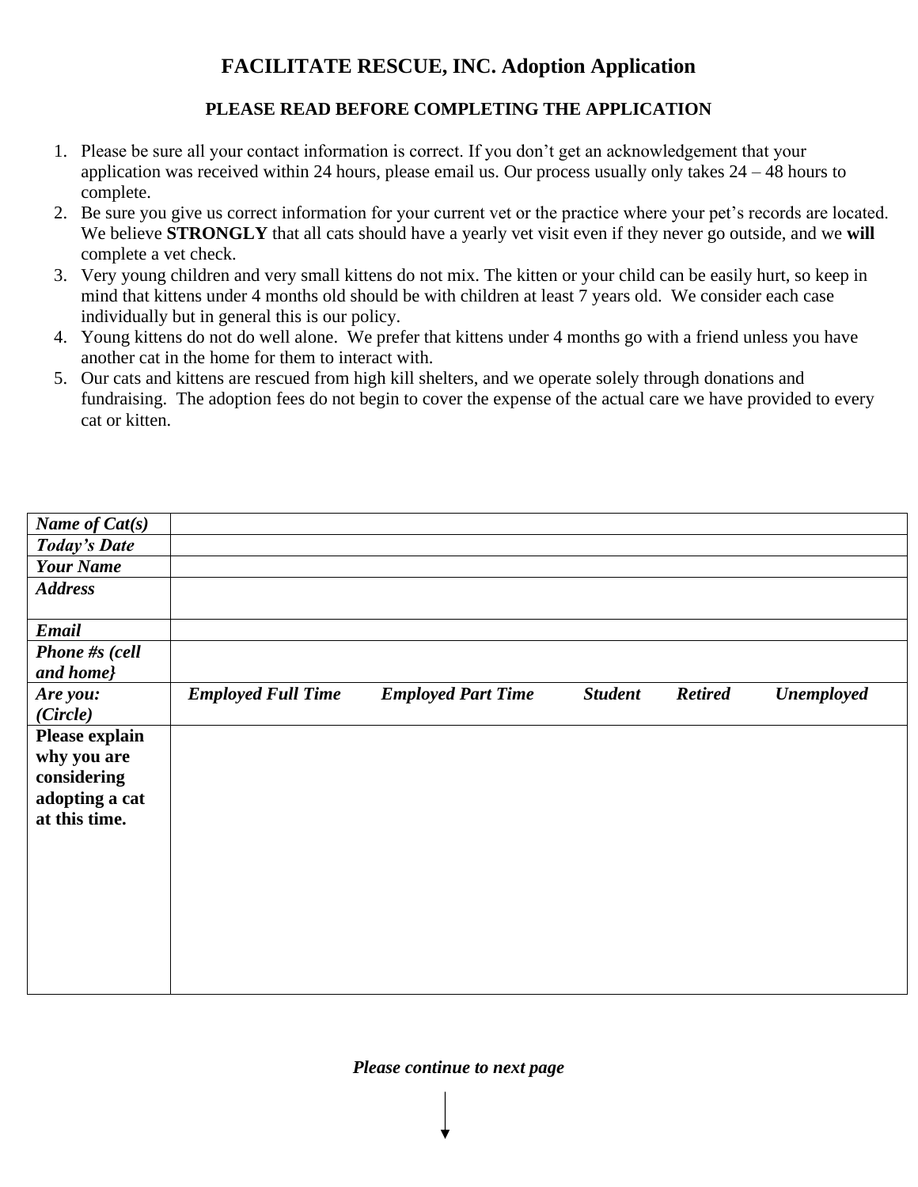# FACILITATE RESCUE, INC. Adoption Application

## PLEASE READ BEFORE COMPLETING THE APPLICATION

1. Please be sure all your contact information is correct. If you don't get an acknowledgement that your application was received within 24 hours, please email us. Our process usually only takes 24 – 48 hours to complete.
2. Be sure you give us correct information for your current vet or the practice where your pet's records are located. We believe **STRONGLY** that all cats should have a yearly vet visit even if they never go outside, and we **will** complete a vet check.
3. Very young children and very small kittens do not mix. The kitten or your child can be easily hurt, so keep in mind that kittens under 4 months old should be with children at least 7 years old. We consider each case individually but in general this is our policy.
4. Young kittens do not do well alone. We prefer that kittens under 4 months go with a friend unless you have another cat in the home for them to interact with.
5. Our cats and kittens are rescued from high kill shelters, and we operate solely through donations and fundraising. The adoption fees do not begin to cover the expense of the actual care we have provided to every cat or kitten.

| | |
|---|---|
| ***Name of Cat(s)*** | |
| ***Today's Date*** | |
| ***Your Name*** | |
| ***Address*** | |
| ***Email*** | |
| ***Phone #s (cell and home}*** | |
| ***Are you: (Circle)*** | ***Employed Full Time*** ***Employed Part Time*** ***Student*** ***Retired*** ***Unemployed*** |
| **Please explain why you are considering adopting a cat at this time.** | |

***Please continue to next page***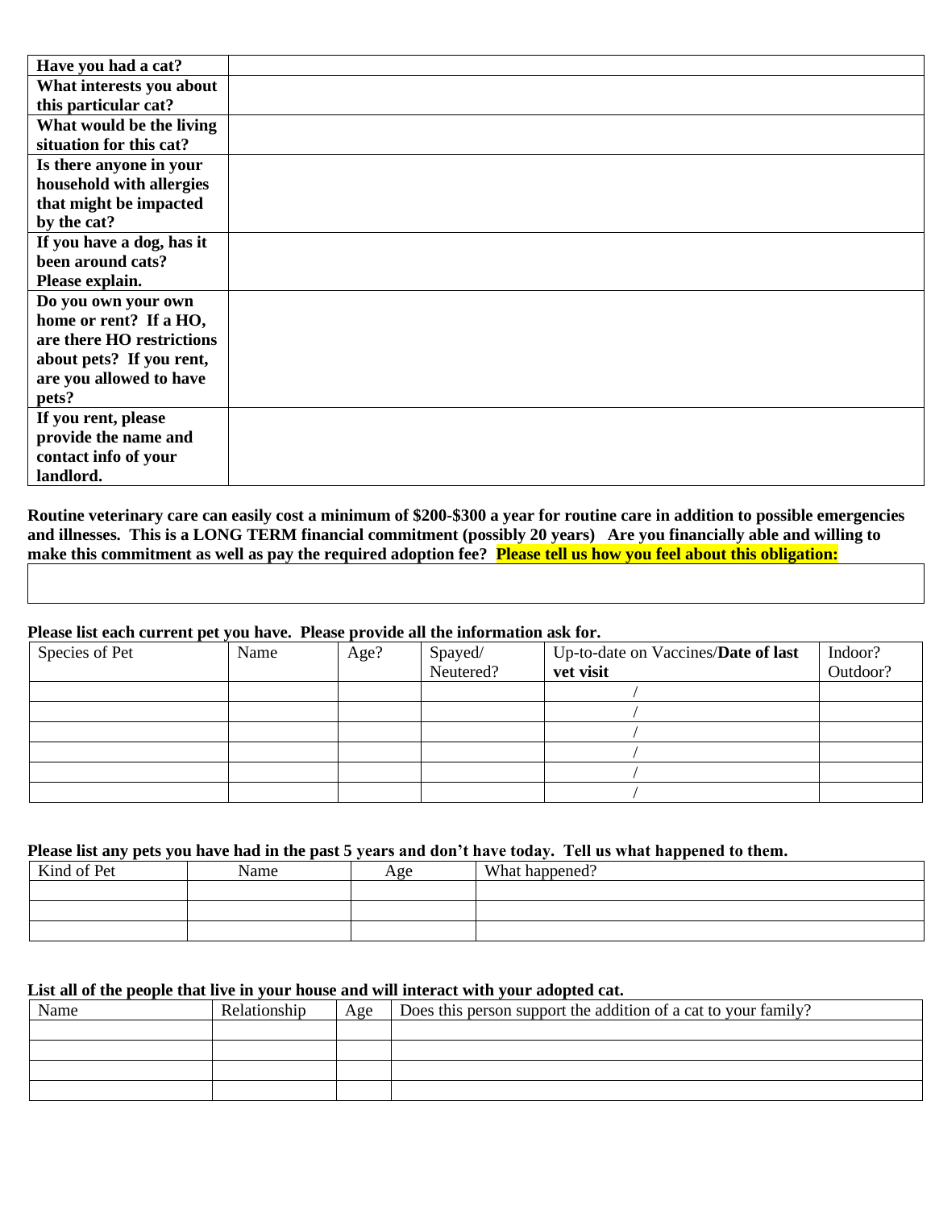| **Have you had a cat?** | |
|---|---|
| **What interests you about this particular cat?** | |
| **What would be the living situation for this cat?** | |
| **Is there anyone in your household with allergies that might be impacted by the cat?** | |
| **If you have a dog, has it been around cats? Please explain.** | |
| **Do you own your own home or rent? If a HO, are there HO restrictions about pets? If you rent, are you allowed to have pets?** | |
| **If you rent, please provide the name and contact info of your landlord.** | |

**Routine veterinary care can easily cost a minimum of $200-$300 a year for routine care in addition to possible emergencies and illnesses. This is a LONG TERM financial commitment (possibly 20 years) Are you financially able and willing to make this commitment as well as pay the required adoption fee? Please tell us how you feel about this obligation:**

| |
|---|
| |

**Please list each current pet you have. Please provide all the information ask for.**

| Species of Pet | Name | Age? | Spayed/ Neutered? | Up-to-date on Vaccines/**Date of last vet visit** | Indoor? Outdoor? |
|---|---|---|---|---|---|
| | | | | / | |
| | | | | / | |
| | | | | / | |
| | | | | / | |
| | | | | / | |
| | | | | / | |

**Please list any pets you have had in the past 5 years and don't have today. Tell us what happened to them.**

| Kind of Pet | Name | Age | What happened? |
|---|---|---|---|
| | | | |
| | | | |
| | | | |

**List all of the people that live in your house and will interact with your adopted cat.**

| Name | Relationship | Age | Does this person support the addition of a cat to your family? |
|---|---|---|---|
| | | | |
| | | | |
| | | | |
| | | | |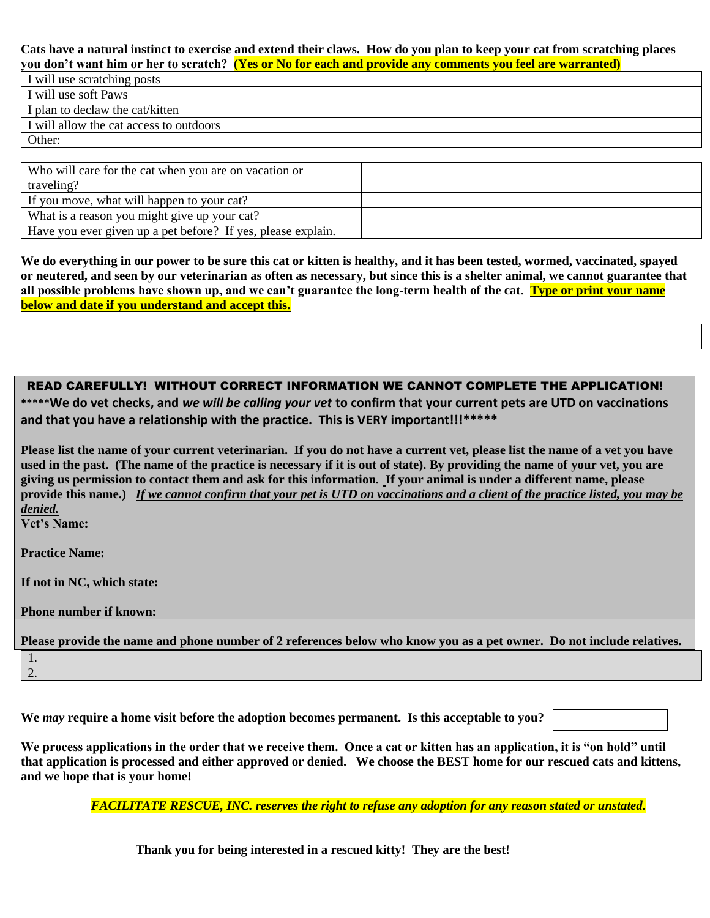**Cats have a natural instinct to exercise and extend their claws. How do you plan to keep your cat from scratching places you don't want him or her to scratch? (Yes or No for each and provide any comments you feel are warranted)**

| | |
|---|---|
| I will use scratching posts | |
| I will use soft Paws | |
| I plan to declaw the cat/kitten | |
| I will allow the cat access to outdoors | |
| Other: | |

| | |
|---|---|
| Who will care for the cat when you are on vacation or traveling? | |
| If you move, what will happen to your cat? | |
| What is a reason you might give up your cat? | |
| Have you ever given up a pet before? If yes, please explain. | |

**We do everything in our power to be sure this cat or kitten is healthy, and it has been tested, wormed, vaccinated, spayed or neutered, and seen by our veterinarian as often as necessary, but since this is a shelter animal, we cannot guarantee that all possible problems have shown up, and we can't guarantee the long-term health of the cat. Type or print your name below and date if you understand and accept this.**

**READ CAREFULLY! WITHOUT CORRECT INFORMATION WE CANNOT COMPLETE THE APPLICATION!**

**\*\*\*\*\*We do vet checks, and *we will be calling your vet* to confirm that your current pets are UTD on vaccinations and that you have a relationship with the practice. This is VERY important!!!\*\*\*\*\***

**Please list the name of your current veterinarian. If you do not have a current vet, please list the name of a vet you have used in the past. (The name of the practice is necessary if it is out of state). By providing the name of your vet, you are giving us permission to contact them and ask for this information. If your animal is under a different name, please provide this name.)** ***If we cannot confirm that your pet is UTD on vaccinations and a client of the practice listed, you may be denied.***

**Vet's Name:**

**Practice Name:**

**If not in NC, which state:**

**Phone number if known:**

**Please provide the name and phone number of 2 references below who know you as a pet owner. Do not include relatives.**

| | |
|---|---|
| 1. | |
| 2. | |

**We *may* require a home visit before the adoption becomes permanent. Is this acceptable to you?**

**We process applications in the order that we receive them. Once a cat or kitten has an application, it is "on hold" until that application is processed and either approved or denied. We choose the BEST home for our rescued cats and kittens, and we hope that is your home!**

***FACILITATE RESCUE, INC. reserves the right to refuse any adoption for any reason stated or unstated.***

**Thank you for being interested in a rescued kitty! They are the best!**